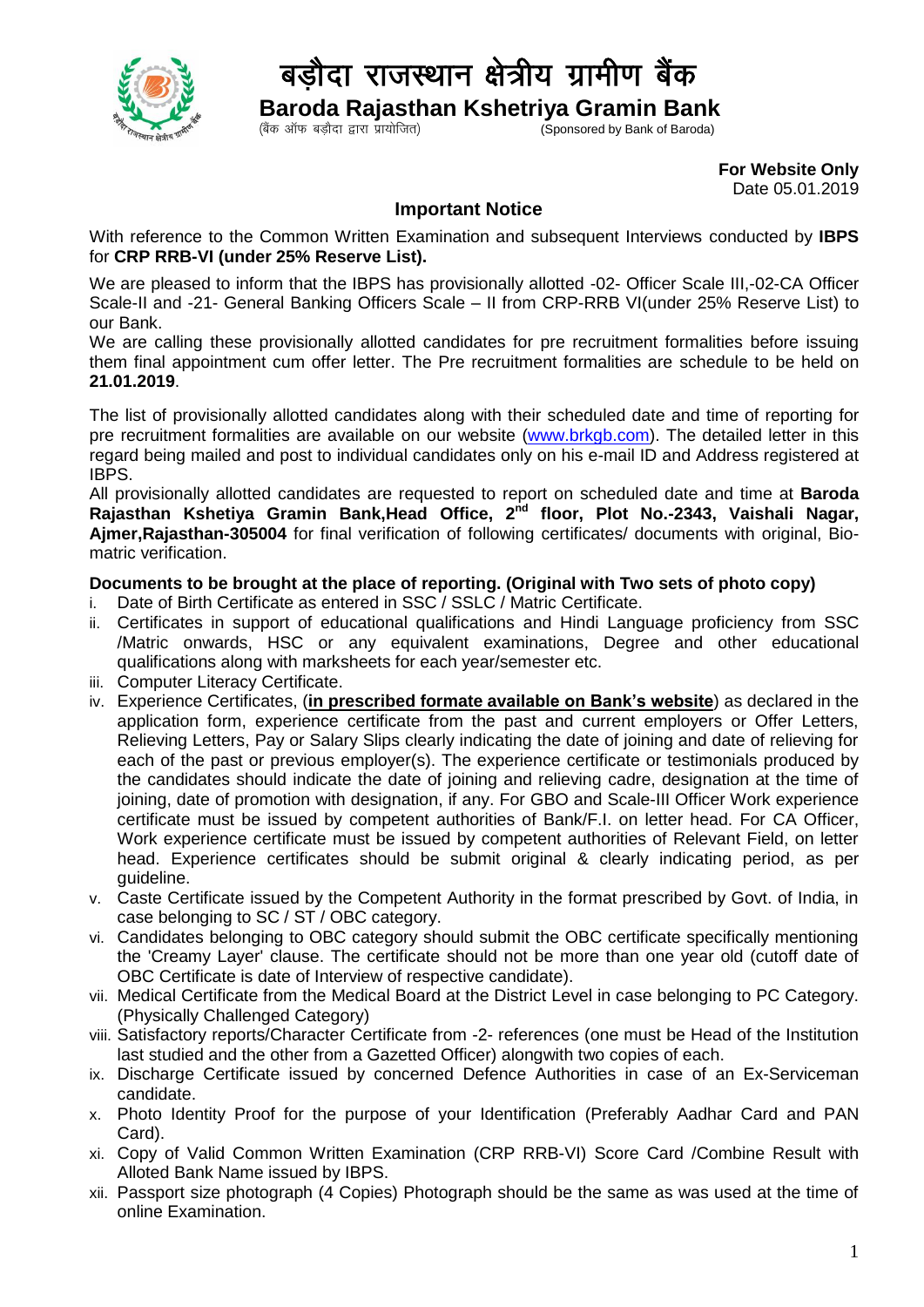# बड़ौदा राजस्थान क्षेत्रीय ग्रामीण बैंक

## Baroda Rajasthan Kshetriya Gramin Bank

(बैंक ऑफ बड़ौदा द्वारा प्रायोजित) (Sponsored by Bank of Baroda)

**For Website Only**
Date 05.01.2019

### Important Notice

With reference to the Common Written Examination and subsequent Interviews conducted by **IBPS** for **CRP RRB-VI (under 25% Reserve List).**

We are pleased to inform that the IBPS has provisionally allotted -02- Officer Scale III,-02-CA Officer Scale-II and -21- General Banking Officers Scale – II from CRP-RRB VI(under 25% Reserve List) to our Bank.
We are calling these provisionally allotted candidates for pre recruitment formalities before issuing them final appointment cum offer letter. The Pre recruitment formalities are schedule to be held on **21.01.2019**.

The list of provisionally allotted candidates along with their scheduled date and time of reporting for pre recruitment formalities are available on our website (www.brkgb.com). The detailed letter in this regard being mailed and post to individual candidates only on his e-mail ID and Address registered at IBPS.
All provisionally allotted candidates are requested to report on scheduled date and time at **Baroda Rajasthan Kshetiya Gramin Bank,Head Office, 2nd floor, Plot No.-2343, Vaishali Nagar, Ajmer,Rajasthan-305004** for final verification of following certificates/ documents with original, Bio-matric verification.

**Documents to be brought at the place of reporting. (Original with Two sets of photo copy)**

i. Date of Birth Certificate as entered in SSC / SSLC / Matric Certificate.
ii. Certificates in support of educational qualifications and Hindi Language proficiency from SSC /Matric onwards, HSC or any equivalent examinations, Degree and other educational qualifications along with marksheets for each year/semester etc.
iii. Computer Literacy Certificate.
iv. Experience Certificates, (**in prescribed formate available on Bank's website**) as declared in the application form, experience certificate from the past and current employers or Offer Letters, Relieving Letters, Pay or Salary Slips clearly indicating the date of joining and date of relieving for each of the past or previous employer(s). The experience certificate or testimonials produced by the candidates should indicate the date of joining and relieving cadre, designation at the time of joining, date of promotion with designation, if any. For GBO and Scale-III Officer Work experience certificate must be issued by competent authorities of Bank/F.I. on letter head. For CA Officer, Work experience certificate must be issued by competent authorities of Relevant Field, on letter head. Experience certificates should be submit original & clearly indicating period, as per guideline.
v. Caste Certificate issued by the Competent Authority in the format prescribed by Govt. of India, in case belonging to SC / ST / OBC category.
vi. Candidates belonging to OBC category should submit the OBC certificate specifically mentioning the 'Creamy Layer' clause. The certificate should not be more than one year old (cutoff date of OBC Certificate is date of Interview of respective candidate).
vii. Medical Certificate from the Medical Board at the District Level in case belonging to PC Category. (Physically Challenged Category)
viii. Satisfactory reports/Character Certificate from -2- references (one must be Head of the Institution last studied and the other from a Gazetted Officer) alongwith two copies of each.
ix. Discharge Certificate issued by concerned Defence Authorities in case of an Ex-Serviceman candidate.
x. Photo Identity Proof for the purpose of your Identification (Preferably Aadhar Card and PAN Card).
xi. Copy of Valid Common Written Examination (CRP RRB-VI) Score Card /Combine Result with Alloted Bank Name issued by IBPS.
xii. Passport size photograph (4 Copies) Photograph should be the same as was used at the time of online Examination.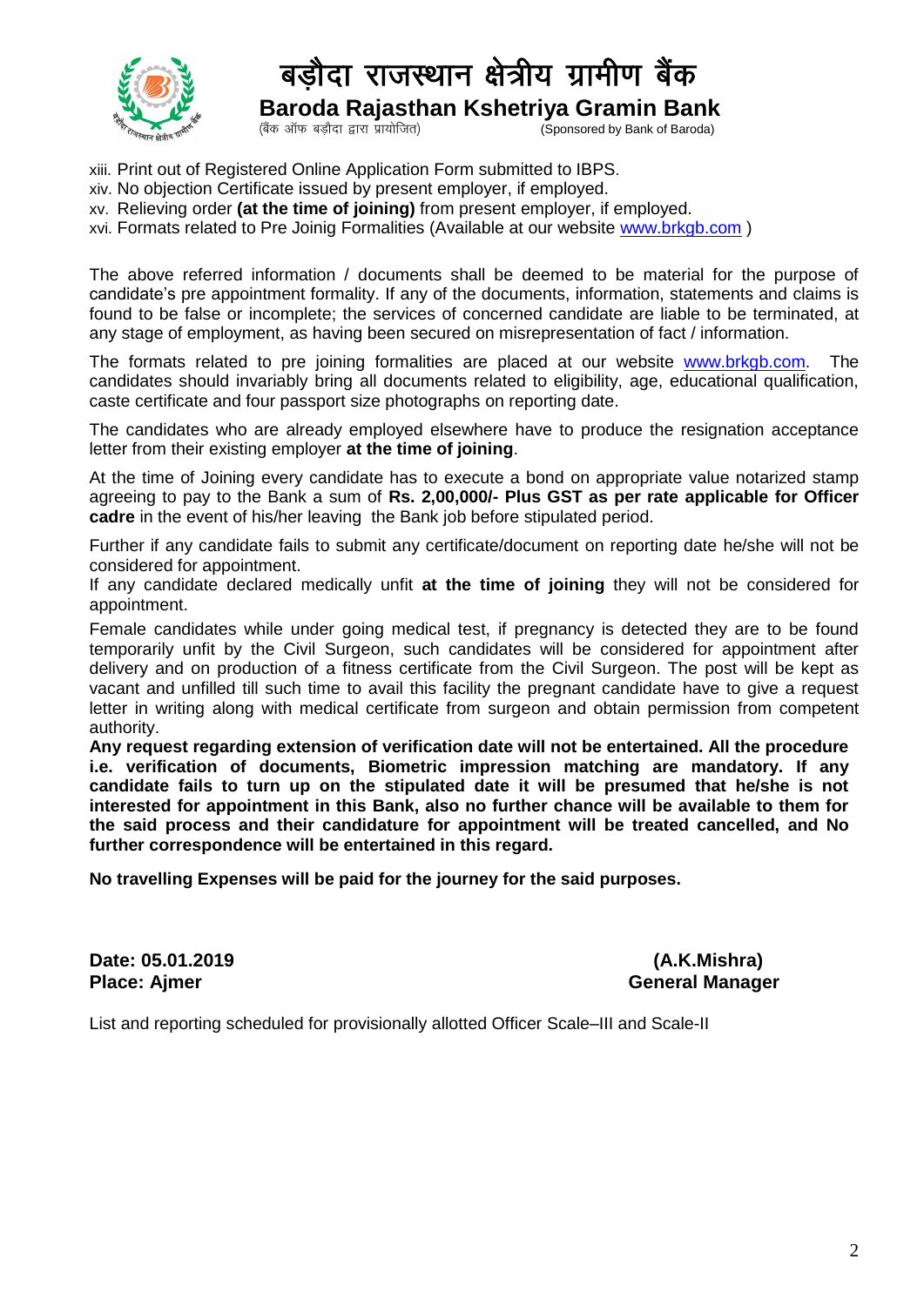# बड़ौदा राजस्थान क्षेत्रीय ग्रामीण बैंक

## Baroda Rajasthan Kshetriya Gramin Bank

(बैंक ऑफ बड़ौदा द्वारा प्रायोजित) (Sponsored by Bank of Baroda)

xiii. Print out of Registered Online Application Form submitted to IBPS.

xiv. No objection Certificate issued by present employer, if employed.

xv. Relieving order **(at the time of joining)** from present employer, if employed.

xvi. Formats related to Pre Joinig Formalities (Available at our website www.brkgb.com )

The above referred information / documents shall be deemed to be material for the purpose of candidate's pre appointment formality. If any of the documents, information, statements and claims is found to be false or incomplete; the services of concerned candidate are liable to be terminated, at any stage of employment, as having been secured on misrepresentation of fact / information.

The formats related to pre joining formalities are placed at our website www.brkgb.com. The candidates should invariably bring all documents related to eligibility, age, educational qualification, caste certificate and four passport size photographs on reporting date.

The candidates who are already employed elsewhere have to produce the resignation acceptance letter from their existing employer **at the time of joining**.

At the time of Joining every candidate has to execute a bond on appropriate value notarized stamp agreeing to pay to the Bank a sum of **Rs. 2,00,000/- Plus GST as per rate applicable for Officer cadre** in the event of his/her leaving the Bank job before stipulated period.

Further if any candidate fails to submit any certificate/document on reporting date he/she will not be considered for appointment.

If any candidate declared medically unfit **at the time of joining** they will not be considered for appointment.

Female candidates while under going medical test, if pregnancy is detected they are to be found temporarily unfit by the Civil Surgeon, such candidates will be considered for appointment after delivery and on production of a fitness certificate from the Civil Surgeon. The post will be kept as vacant and unfilled till such time to avail this facility the pregnant candidate have to give a request letter in writing along with medical certificate from surgeon and obtain permission from competent authority.

**Any request regarding extension of verification date will not be entertained. All the procedure i.e. verification of documents, Biometric impression matching are mandatory. If any candidate fails to turn up on the stipulated date it will be presumed that he/she is not interested for appointment in this Bank, also no further chance will be available to them for the said process and their candidature for appointment will be treated cancelled, and No further correspondence will be entertained in this regard.**

**No travelling Expenses will be paid for the journey for the said purposes.**

**Date: 05.01.2019**
**Place: Ajmer**

**(A.K.Mishra)**
**General Manager**

List and reporting scheduled for provisionally allotted Officer Scale–III and Scale-II